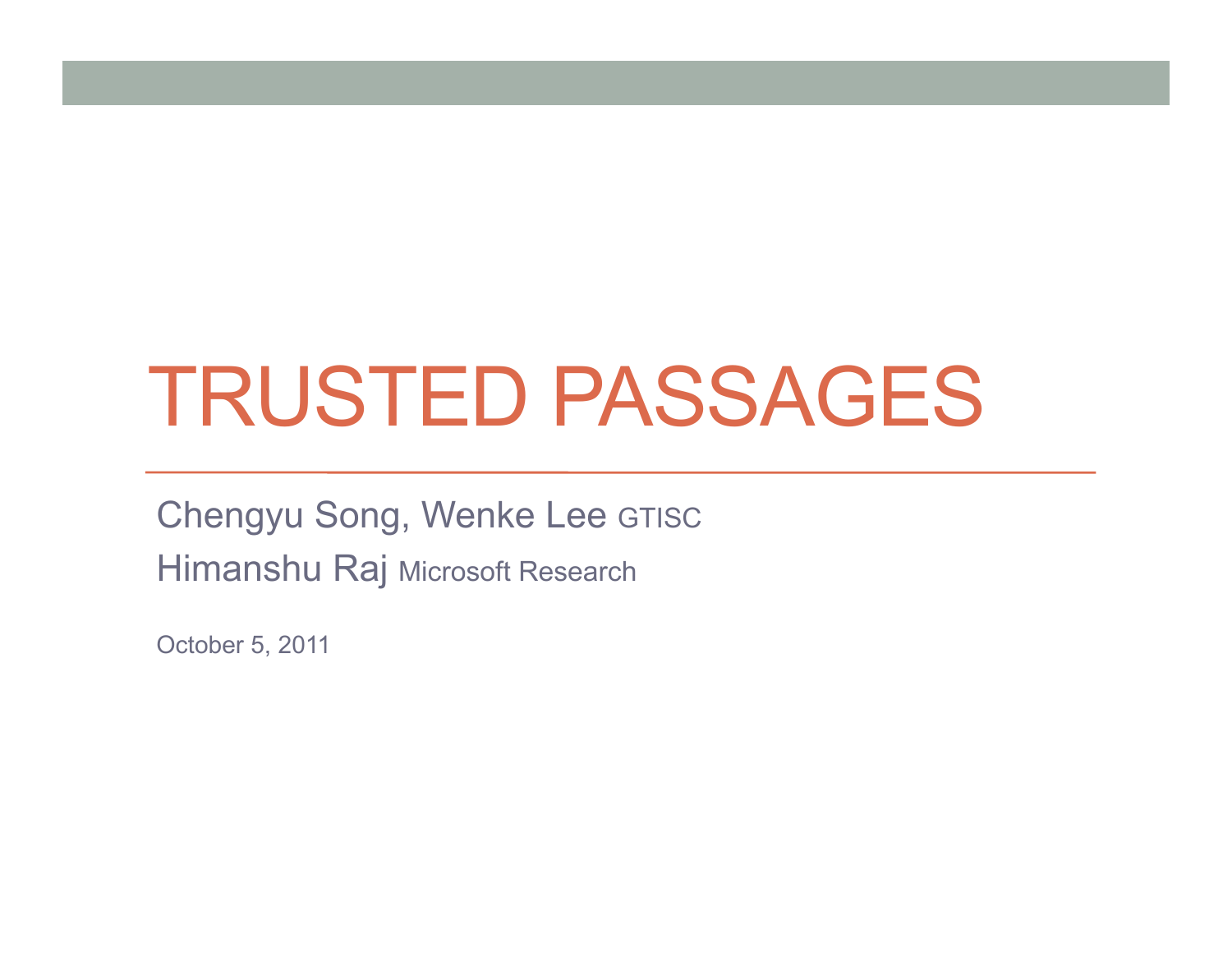# TRUSTED PASSAGES

Chengyu Song, Wenke Lee GTISC

Himanshu Raj Microsoft Research

October 5, 2011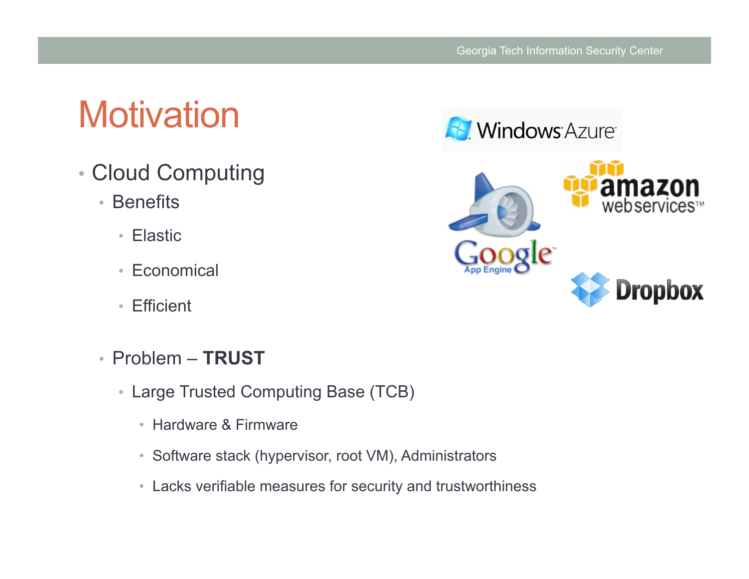# Motivation

- Cloud Computing
  - Benefits
    - Elastic
    - Economical
    - Efficient
  - Problem – **TRUST**
    - Large Trusted Computing Base (TCB)
      - Hardware & Firmware
      - Software stack (hypervisor, root VM), Administrators
      - Lacks verifiable measures for security and trustworthiness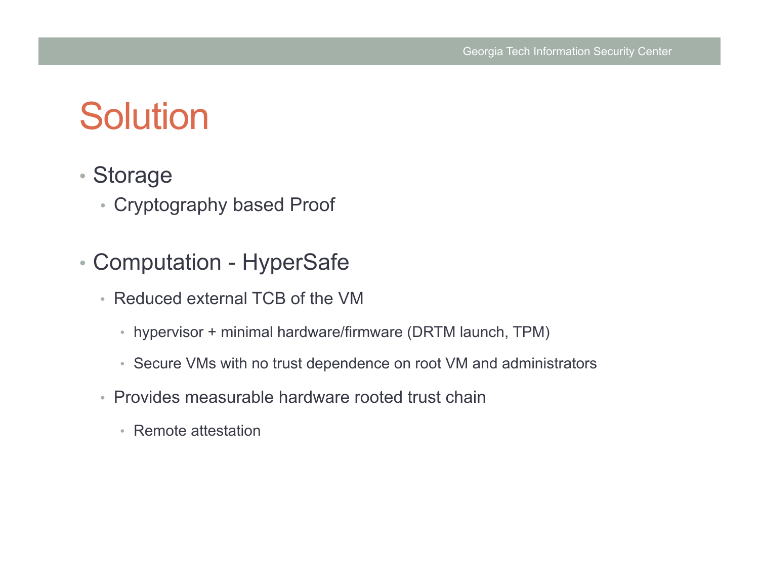# Solution

- Storage
  - Cryptography based Proof

- Computation - HyperSafe
  - Reduced external TCB of the VM
    - hypervisor + minimal hardware/firmware (DRTM launch, TPM)
    - Secure VMs with no trust dependence on root VM and administrators
  - Provides measurable hardware rooted trust chain
    - Remote attestation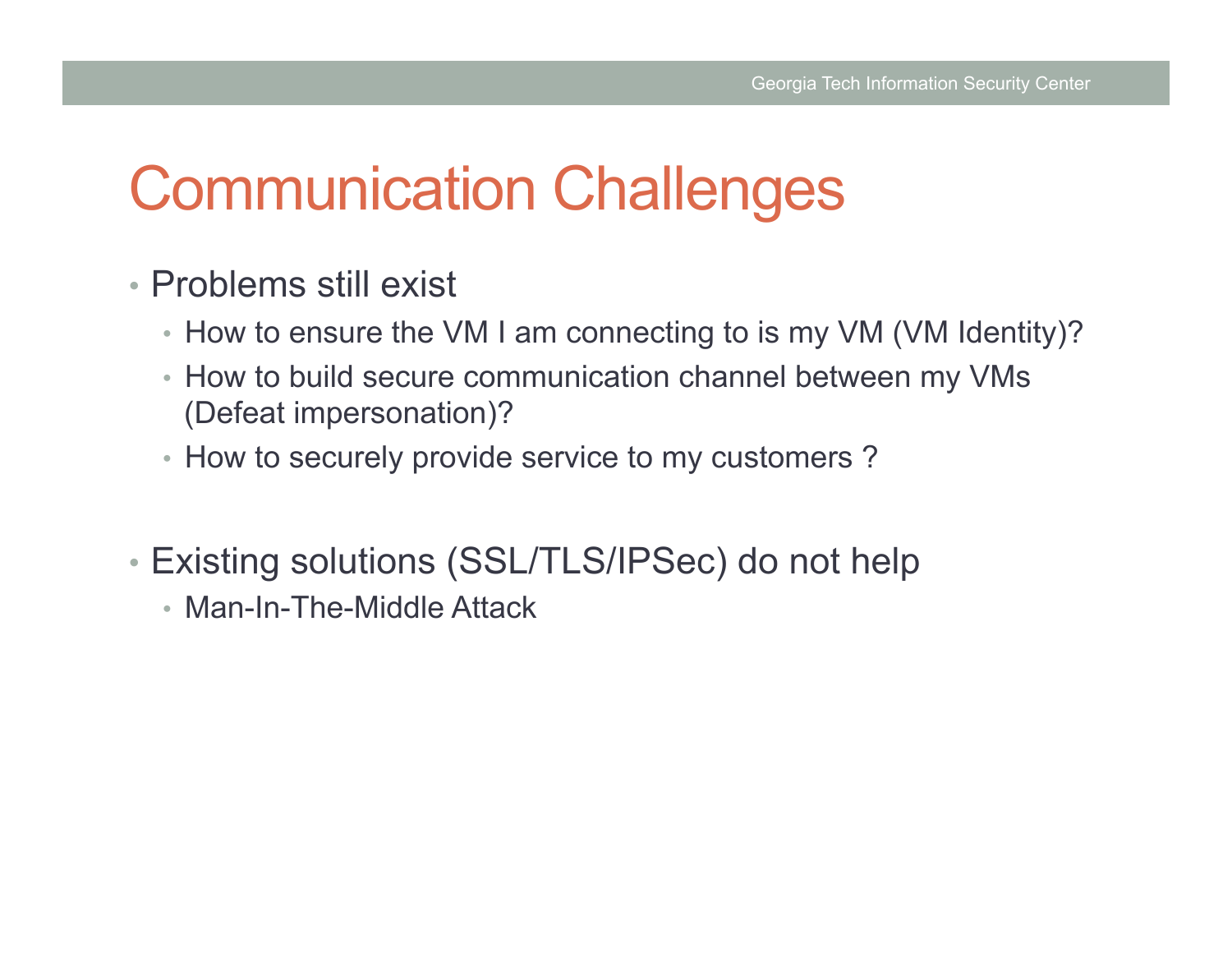# Communication Challenges

- Problems still exist
  - How to ensure the VM I am connecting to is my VM (VM Identity)?
  - How to build secure communication channel between my VMs (Defeat impersonation)?
  - How to securely provide service to my customers ?

- Existing solutions (SSL/TLS/IPSec) do not help
  - Man-In-The-Middle Attack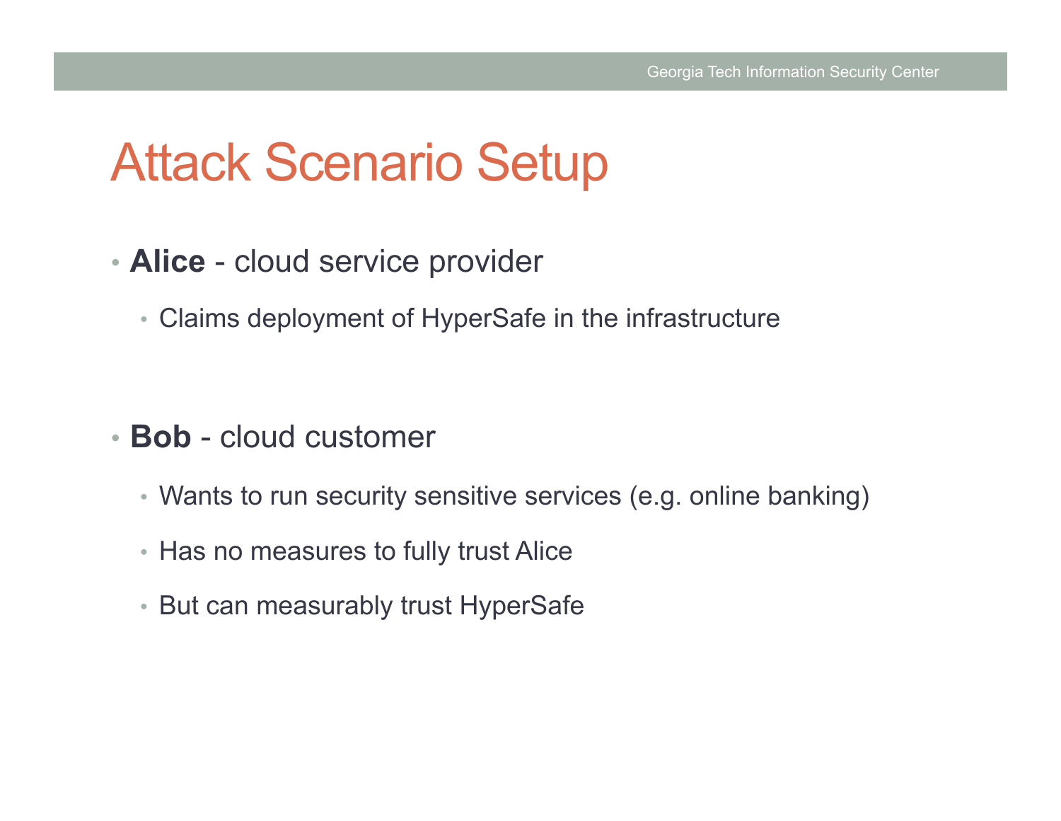# Attack Scenario Setup

- **Alice** - cloud service provider
  - Claims deployment of HyperSafe in the infrastructure
- **Bob** - cloud customer
  - Wants to run security sensitive services (e.g. online banking)
  - Has no measures to fully trust Alice
  - But can measurably trust HyperSafe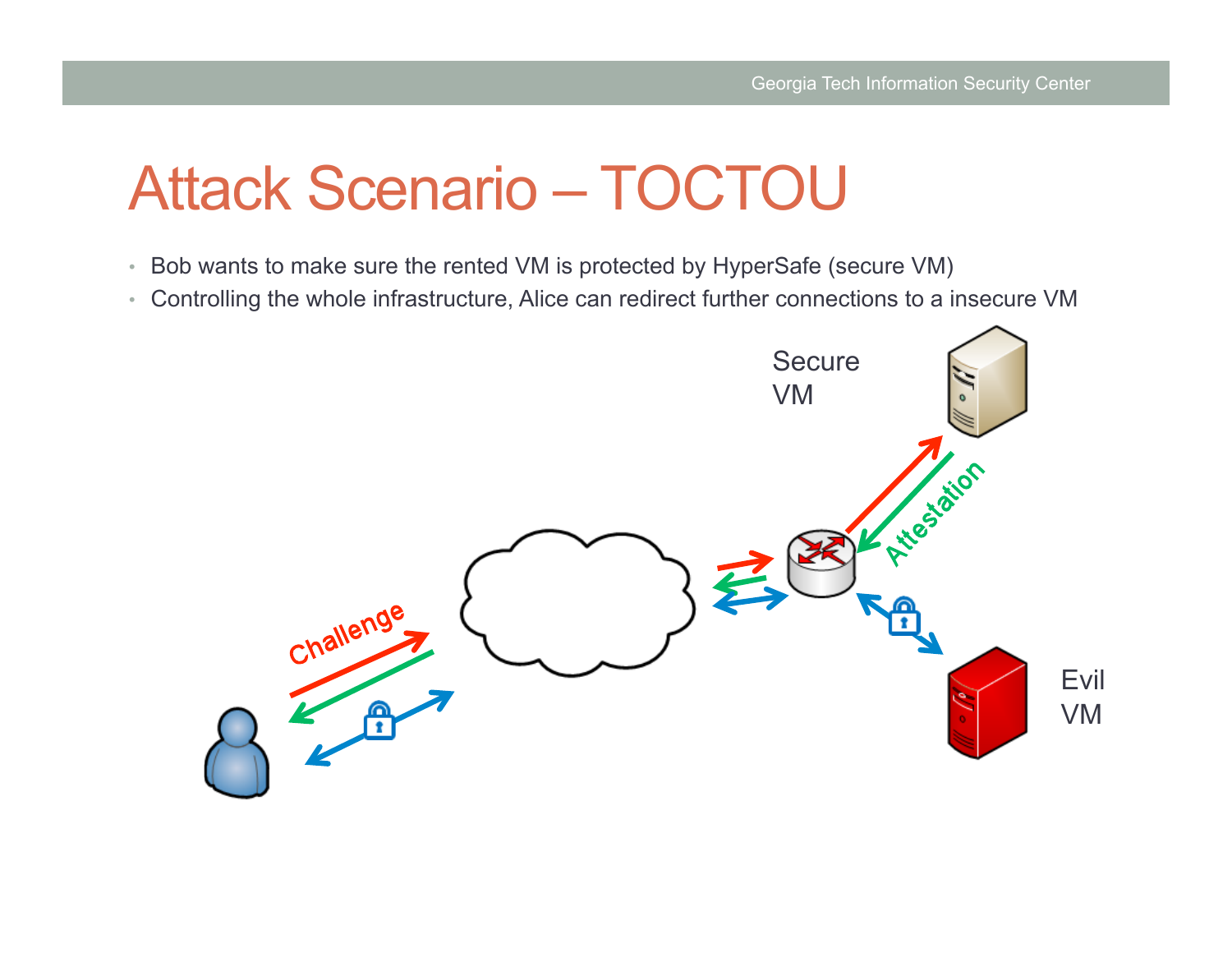# Attack Scenario – TOCTOU

- Bob wants to make sure the rented VM is protected by HyperSafe (secure VM)
- Controlling the whole infrastructure, Alice can redirect further connections to a insecure VM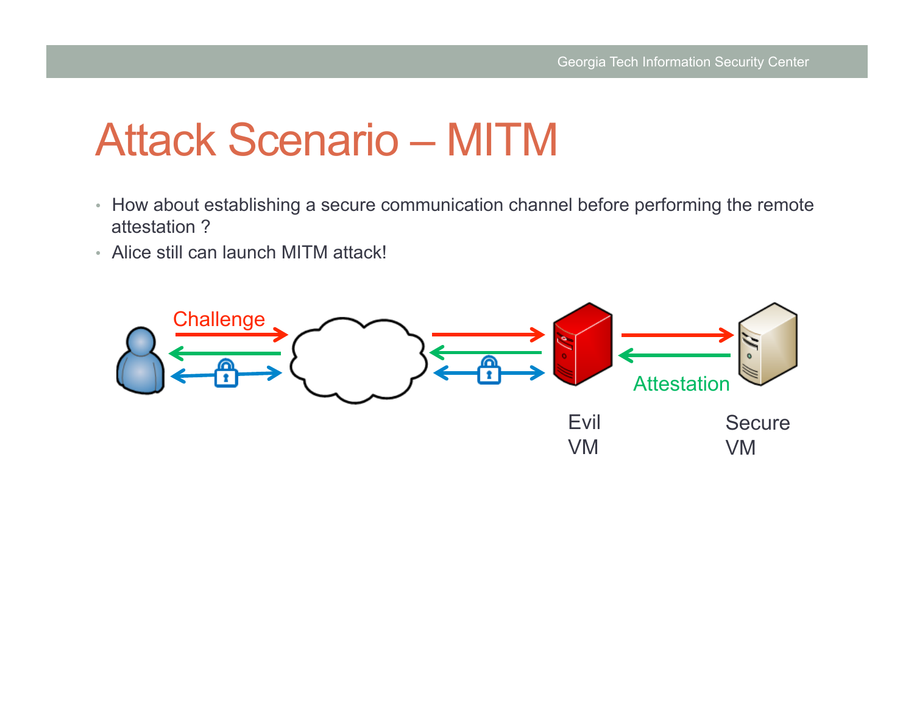# Attack Scenario – MITM

- How about establishing a secure communication channel before performing the remote attestation ?
- Alice still can launch MITM attack!

Challenge

Attestation

Evil VM

Secure VM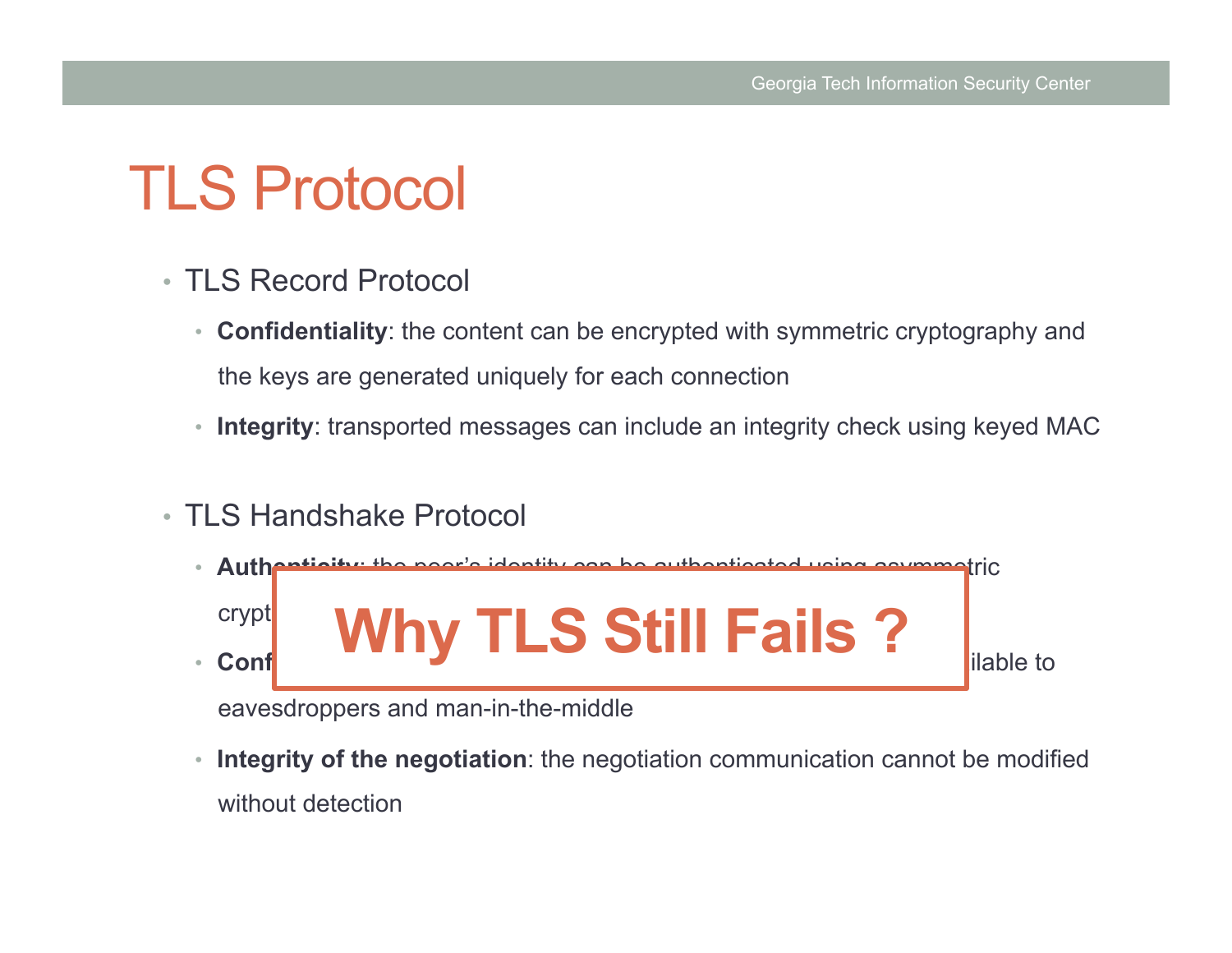# TLS Protocol

- TLS Record Protocol
  - **Confidentiality**: the content can be encrypted with symmetric cryptography and the keys are generated uniquely for each connection
  - **Integrity**: transported messages can include an integrity check using keyed MAC
- TLS Handshake Protocol
  - **Authenticity**: the peer's identity can be authenticated using asymmetric crypt...
  - **Conf**... ...ilable to eavesdroppers and man-in-the-middle
  - **Integrity of the negotiation**: the negotiation communication cannot be modified without detection

**Why TLS Still Fails ?**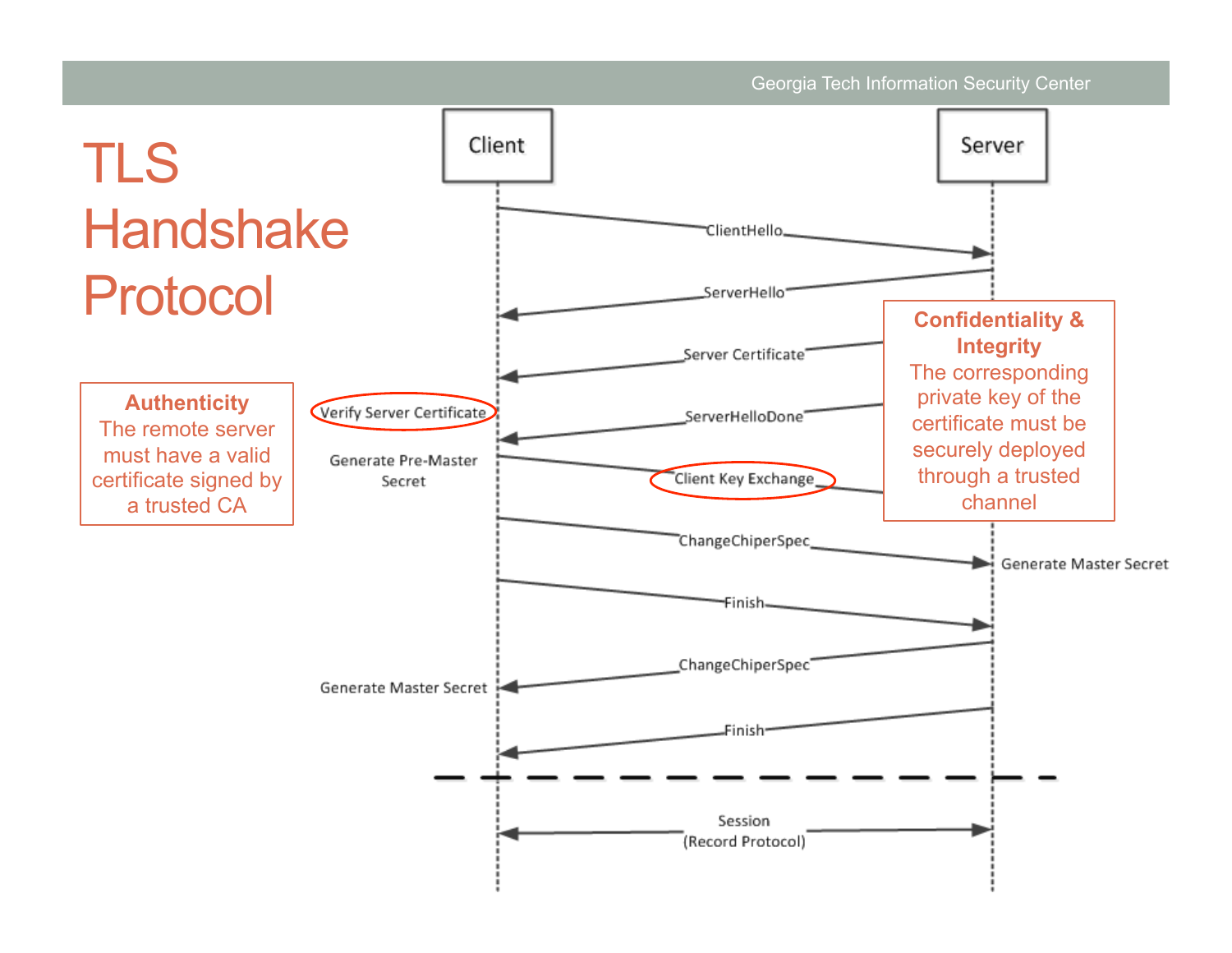# TLS Handshake Protocol

**Authenticity**
The remote server must have a valid certificate signed by a trusted CA

**Confidentiality & Integrity**
The corresponding private key of the certificate must be securely deployed through a trusted channel

Client → Server: ClientHello

Server → Client: ServerHello

Server → Client: Server Certificate

Client: Verify Server Certificate

Server → Client: ServerHelloDone

Client: Generate Pre-Master Secret

Client → Server: Client Key Exchange

Client → Server: ChangeChiperSpec

Server: Generate Master Secret

Client → Server: Finish

Server → Client: ChangeChiperSpec

Client: Generate Master Secret

Server → Client: Finish

Client ↔ Server: Session (Record Protocol)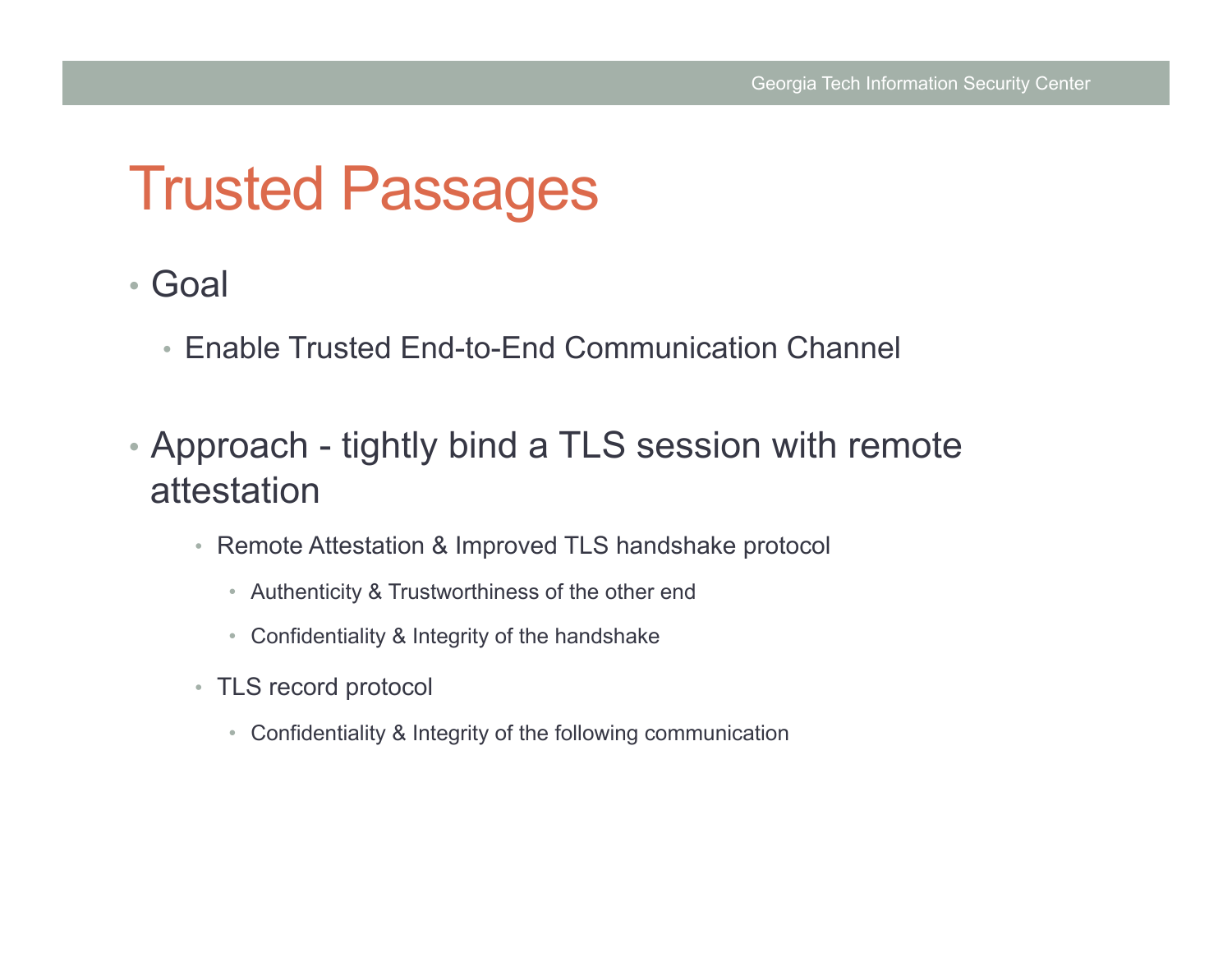# Trusted Passages

- Goal
  - Enable Trusted End-to-End Communication Channel

- Approach - tightly bind a TLS session with remote attestation
  - Remote Attestation & Improved TLS handshake protocol
    - Authenticity & Trustworthiness of the other end
    - Confidentiality & Integrity of the handshake
  - TLS record protocol
    - Confidentiality & Integrity of the following communication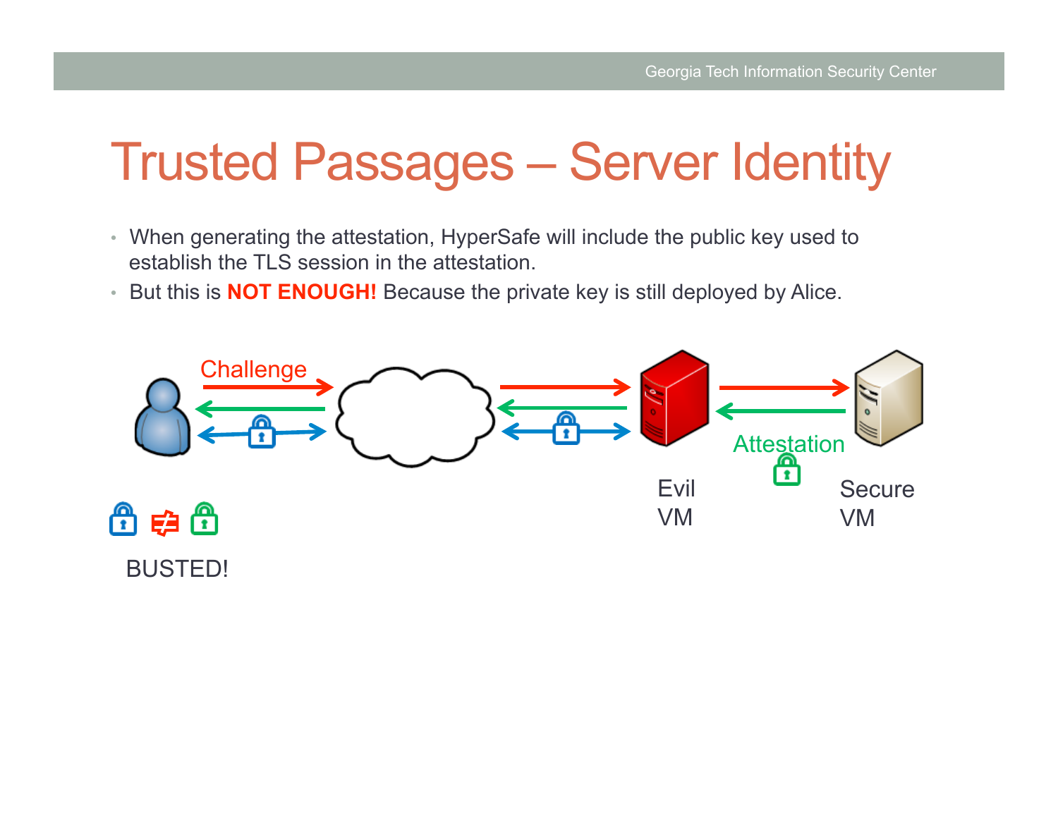# Trusted Passages – Server Identity

- When generating the attestation, HyperSafe will include the public key used to establish the TLS session in the attestation.
- But this is **NOT ENOUGH!** Because the private key is still deployed by Alice.

Challenge

Attestation

Evil VM

Secure VM

BUSTED!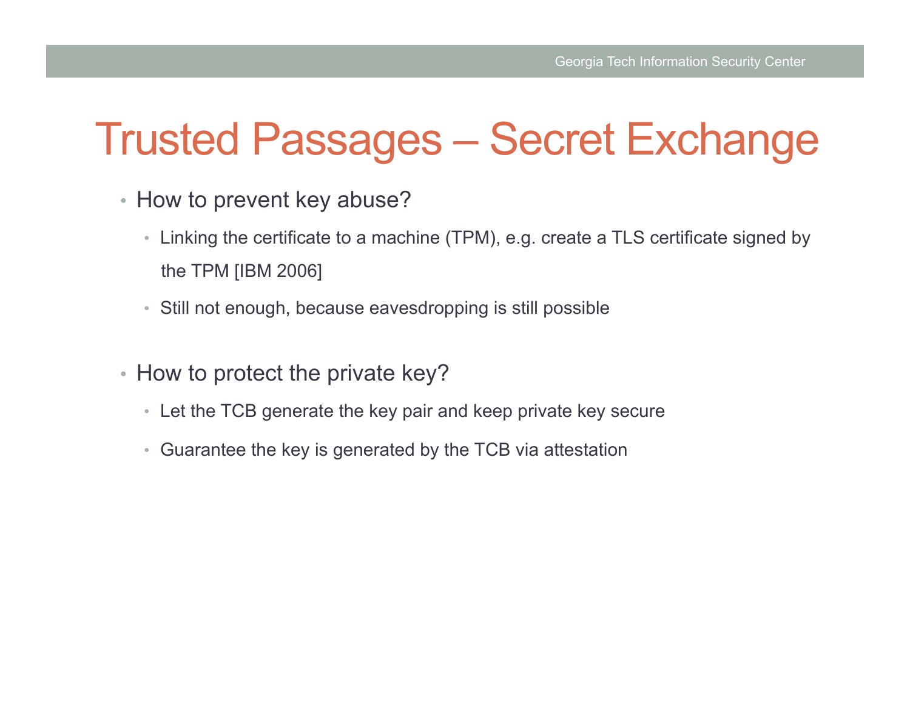# Trusted Passages – Secret Exchange

- How to prevent key abuse?
  - Linking the certificate to a machine (TPM), e.g. create a TLS certificate signed by the TPM [IBM 2006]
  - Still not enough, because eavesdropping is still possible

- How to protect the private key?
  - Let the TCB generate the key pair and keep private key secure
  - Guarantee the key is generated by the TCB via attestation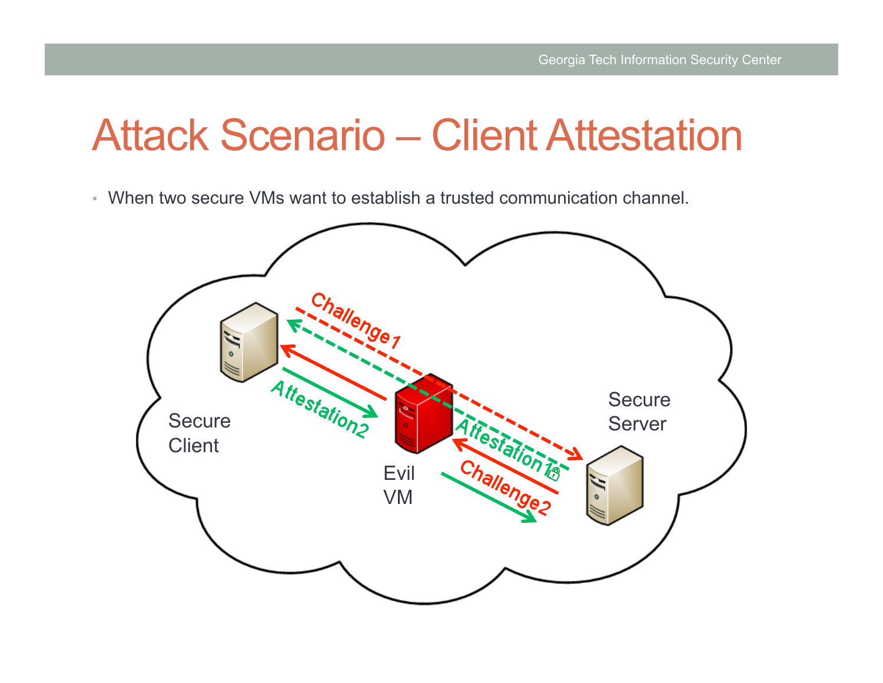# Attack Scenario – Client Attestation

- When two secure VMs want to establish a trusted communication channel.

Challenge1

Attestation2

Secure Client

Evil VM

Attestation1

Challenge2

Secure Server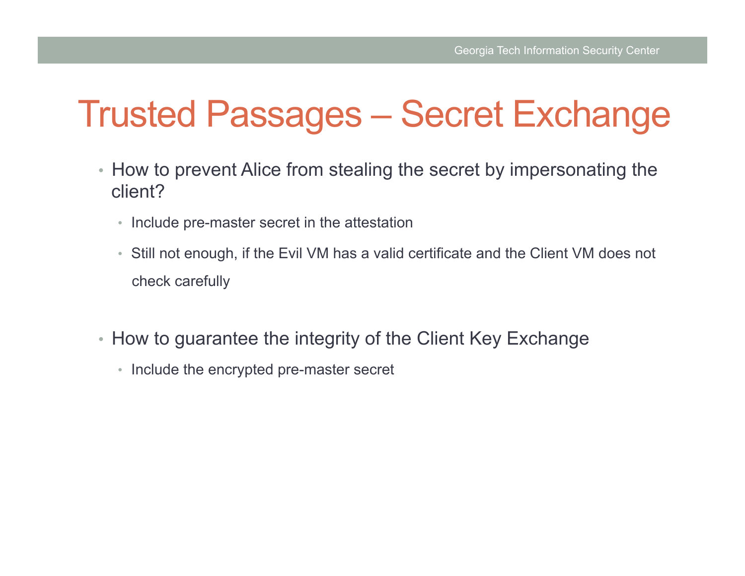# Trusted Passages – Secret Exchange

- How to prevent Alice from stealing the secret by impersonating the client?
  - Include pre-master secret in the attestation
  - Still not enough, if the Evil VM has a valid certificate and the Client VM does not check carefully
- How to guarantee the integrity of the Client Key Exchange
  - Include the encrypted pre-master secret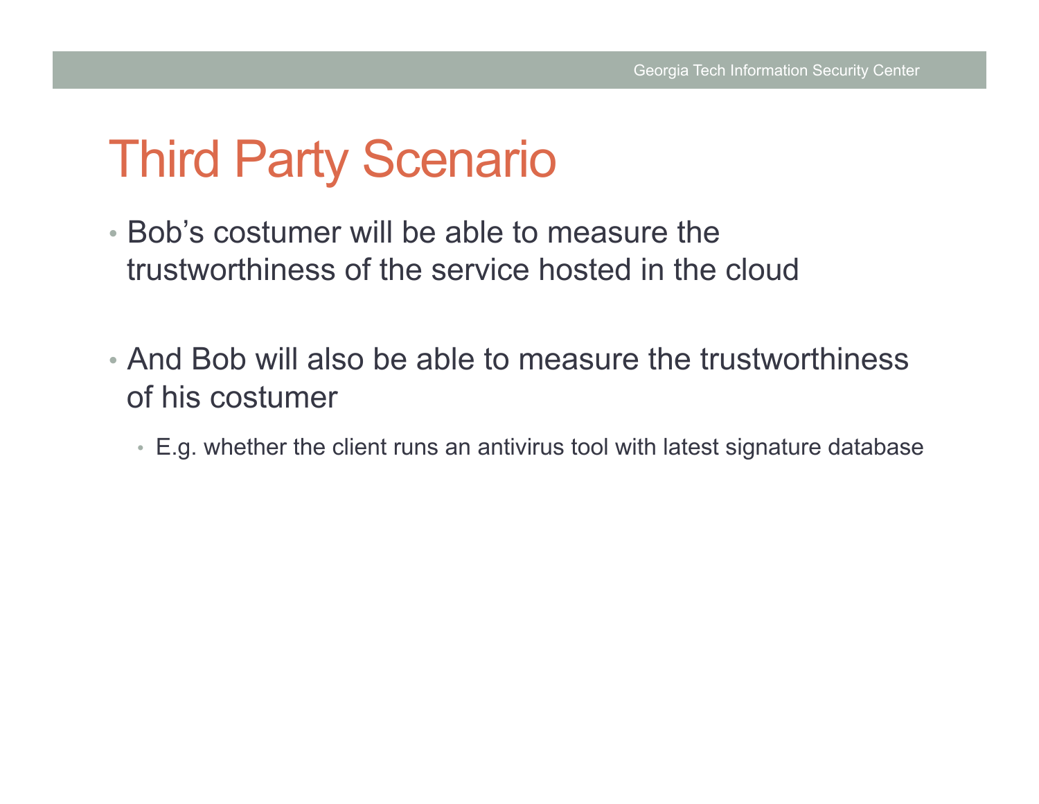# Third Party Scenario

- Bob’s costumer will be able to measure the trustworthiness of the service hosted in the cloud
- And Bob will also be able to measure the trustworthiness of his costumer
  - E.g. whether the client runs an antivirus tool with latest signature database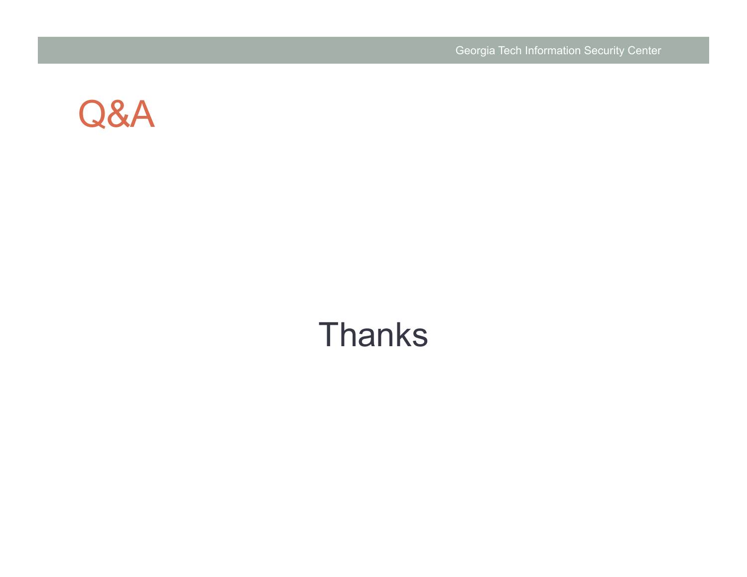# Q&A

Thanks